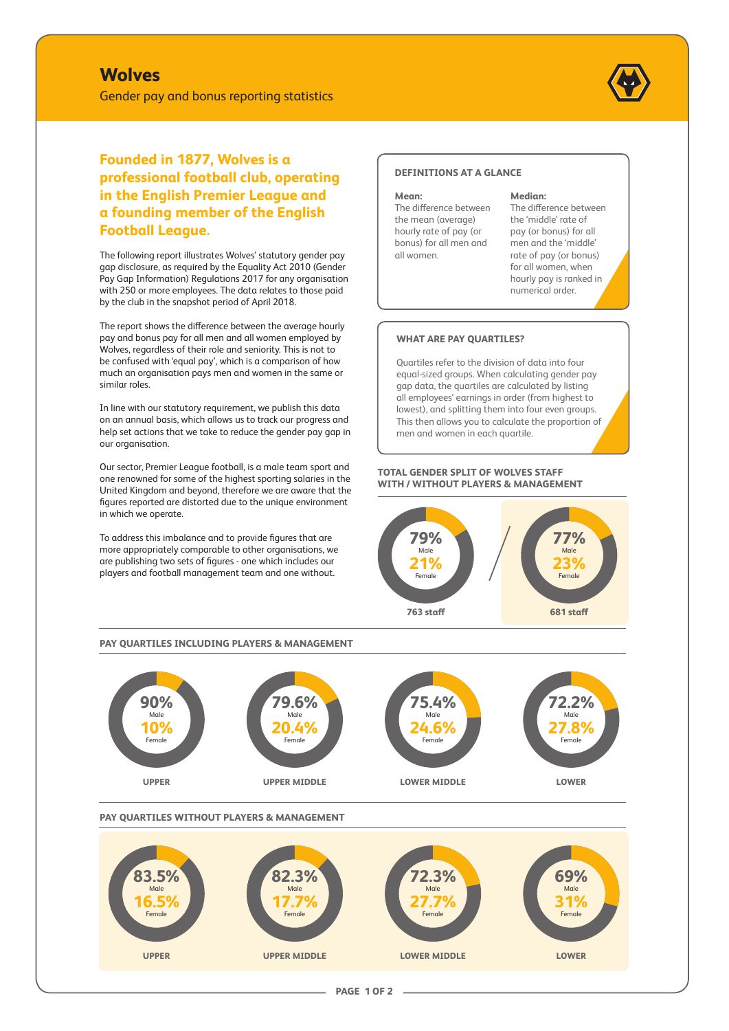# Wolves

Gender pay and bonus reporting statistics

**Founded in 1877, Wolves is a professional football club, operating in the English Premier League and a founding member of the English Football League.**

The following report illustrates Wolves' statutory gender pay gap disclosure, as required by the Equality Act 2010 (Gender Pay Gap Information) Regulations 2017 for any organisation with 250 or more employees. The data relates to those paid by the club in the snapshot period of April 2018.

The report shows the difference between the average hourly pay and bonus pay for all men and all women employed by Wolves, regardless of their role and seniority. This is not to be confused with 'equal pay', which is a comparison of how much an organisation pays men and women in the same or similar roles.

In line with our statutory requirement, we publish this data on an annual basis, which allows us to track our progress and help set actions that we take to reduce the gender pay gap in our organisation.

Our sector, Premier League football, is a male team sport and one renowned for some of the highest sporting salaries in the United Kingdom and beyond, therefore we are aware that the figures reported are distorted due to the unique environment in which we operate.

To address this imbalance and to provide figures that are more appropriately comparable to other organisations, we are publishing two sets of figures - one which includes our players and football management team and one without.

### DEFINITIONS AT A GLANCE

**Mean:**
The difference between the mean (average) hourly rate of pay (or bonus) for all men and all women.

**Median:**
The difference between the 'middle' rate of pay (or bonus) for all men and the 'middle' rate of pay (or bonus) for all women, when hourly pay is ranked in numerical order.

### WHAT ARE PAY QUARTILES?

Quartiles refer to the division of data into four equal-sized groups. When calculating gender pay gap data, the quartiles are calculated by listing all employees' earnings in order (from highest to lowest), and splitting them into four even groups. This then allows you to calculate the proportion of men and women in each quartile.

### TOTAL GENDER SPLIT OF WOLVES STAFF WITH / WITHOUT PLAYERS & MANAGEMENT

| | With players & management | Without players & management |
|---|---|---|
| Male | 79% | 77% |
| Female | 21% | 23% |
| Staff | 763 staff | 681 staff |

### PAY QUARTILES INCLUDING PLAYERS & MANAGEMENT

| | UPPER | UPPER MIDDLE | LOWER MIDDLE | LOWER |
|---|---|---|---|---|
| Male | 90% | 79.6% | 75.4% | 72.2% |
| Female | 10% | 20.4% | 24.6% | 27.8% |

### PAY QUARTILES WITHOUT PLAYERS & MANAGEMENT

| | UPPER | UPPER MIDDLE | LOWER MIDDLE | LOWER |
|---|---|---|---|---|
| Male | 83.5% | 82.3% | 72.3% | 69% |
| Female | 16.5% | 17.7% | 27.7% | 31% |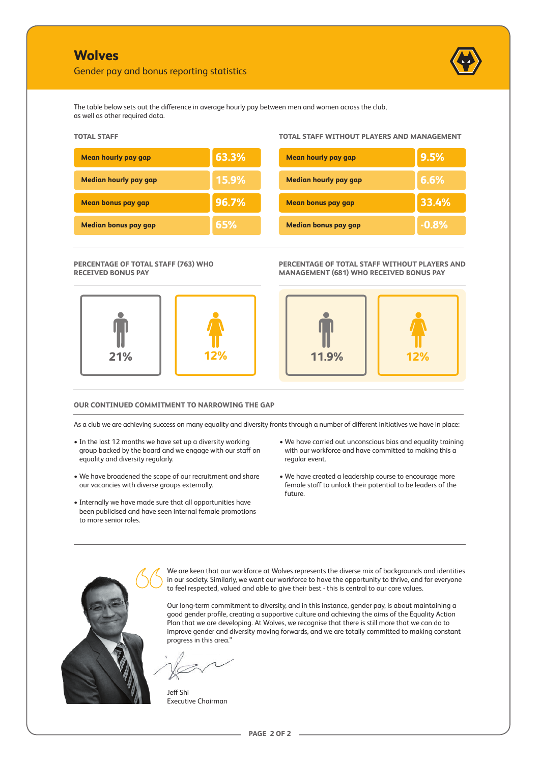# Wolves

Gender pay and bonus reporting statistics

The table below sets out the difference in average hourly pay between men and women across the club, as well as other required data.

### TOTAL STAFF

| | |
|---|---|
| Mean hourly pay gap | 63.3% |
| Median hourly pay gap | 15.9% |
| Mean bonus pay gap | 96.7% |
| Median bonus pay gap | 65% |

### TOTAL STAFF WITHOUT PLAYERS AND MANAGEMENT

| | |
|---|---|
| Mean hourly pay gap | 9.5% |
| Median hourly pay gap | 6.6% |
| Mean bonus pay gap | 33.4% |
| Median bonus pay gap | -0.8% |

### PERCENTAGE OF TOTAL STAFF (763) WHO RECEIVED BONUS PAY

21%

12%

### PERCENTAGE OF TOTAL STAFF WITHOUT PLAYERS AND MANAGEMENT (681) WHO RECEIVED BONUS PAY

11.9%

12%

### OUR CONTINUED COMMITMENT TO NARROWING THE GAP

As a club we are achieving success on many equality and diversity fronts through a number of different initiatives we have in place:

- In the last 12 months we have set up a diversity working group backed by the board and we engage with our staff on equality and diversity regularly.
- We have broadened the scope of our recruitment and share our vacancies with diverse groups externally.
- Internally we have made sure that all opportunities have been publicised and have seen internal female promotions to more senior roles.
- We have carried out unconscious bias and equality training with our workforce and have committed to making this a regular event.
- We have created a leadership course to encourage more female staff to unlock their potential to be leaders of the future.

We are keen that our workforce at Wolves represents the diverse mix of backgrounds and identities in our society. Similarly, we want our workforce to have the opportunity to thrive, and for everyone to feel respected, valued and able to give their best - this is central to our core values.

Our long-term commitment to diversity, and in this instance, gender pay, is about maintaining a good gender profile, creating a supportive culture and achieving the aims of the Equality Action Plan that we are developing. At Wolves, we recognise that there is still more that we can do to improve gender and diversity moving forwards, and we are totally committed to making constant progress in this area."

Jeff Shi
Executive Chairman